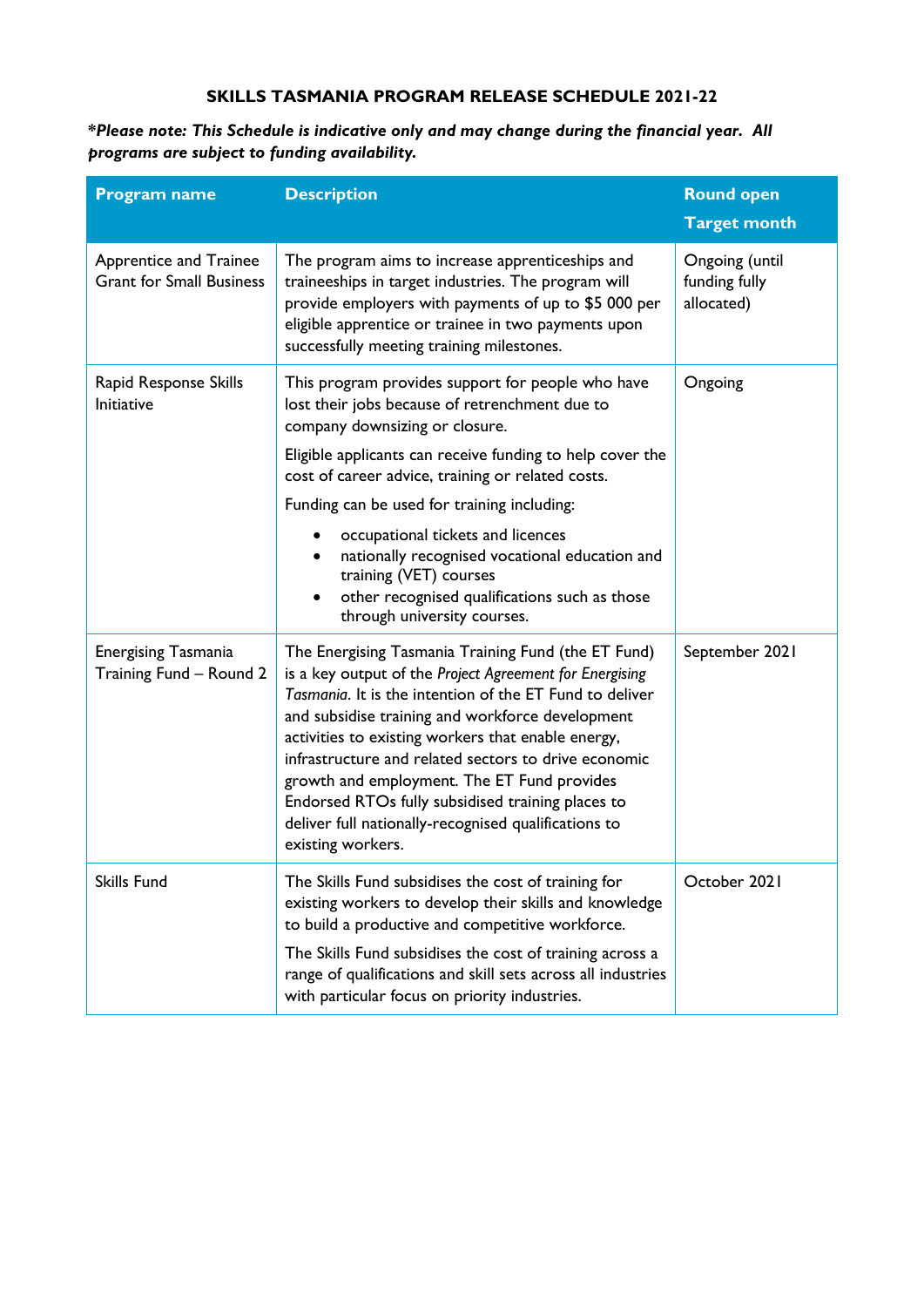# SKILLS TASMANIA PROGRAM RELEASE SCHEDULE 2021-22

***Please note: This Schedule is indicative only and may change during the financial year. All programs are subject to funding availability.***

| Program name | Description | Round open<br>Target month |
|---|---|---|
| Apprentice and Trainee Grant for Small Business | The program aims to increase apprenticeships and traineeships in target industries. The program will provide employers with payments of up to $5 000 per eligible apprentice or trainee in two payments upon successfully meeting training milestones. | Ongoing (until funding fully allocated) |
| Rapid Response Skills Initiative | This program provides support for people who have lost their jobs because of retrenchment due to company downsizing or closure.<br><br>Eligible applicants can receive funding to help cover the cost of career advice, training or related costs.<br><br>Funding can be used for training including:<br>• occupational tickets and licences<br>• nationally recognised vocational education and training (VET) courses<br>• other recognised qualifications such as those through university courses. | Ongoing |
| Energising Tasmania Training Fund – Round 2 | The Energising Tasmania Training Fund (the ET Fund) is a key output of the *Project Agreement for Energising Tasmania*. It is the intention of the ET Fund to deliver and subsidise training and workforce development activities to existing workers that enable energy, infrastructure and related sectors to drive economic growth and employment. The ET Fund provides Endorsed RTOs fully subsidised training places to deliver full nationally-recognised qualifications to existing workers. | September 2021 |
| Skills Fund | The Skills Fund subsidises the cost of training for existing workers to develop their skills and knowledge to build a productive and competitive workforce.<br><br>The Skills Fund subsidises the cost of training across a range of qualifications and skill sets across all industries with particular focus on priority industries. | October 2021 |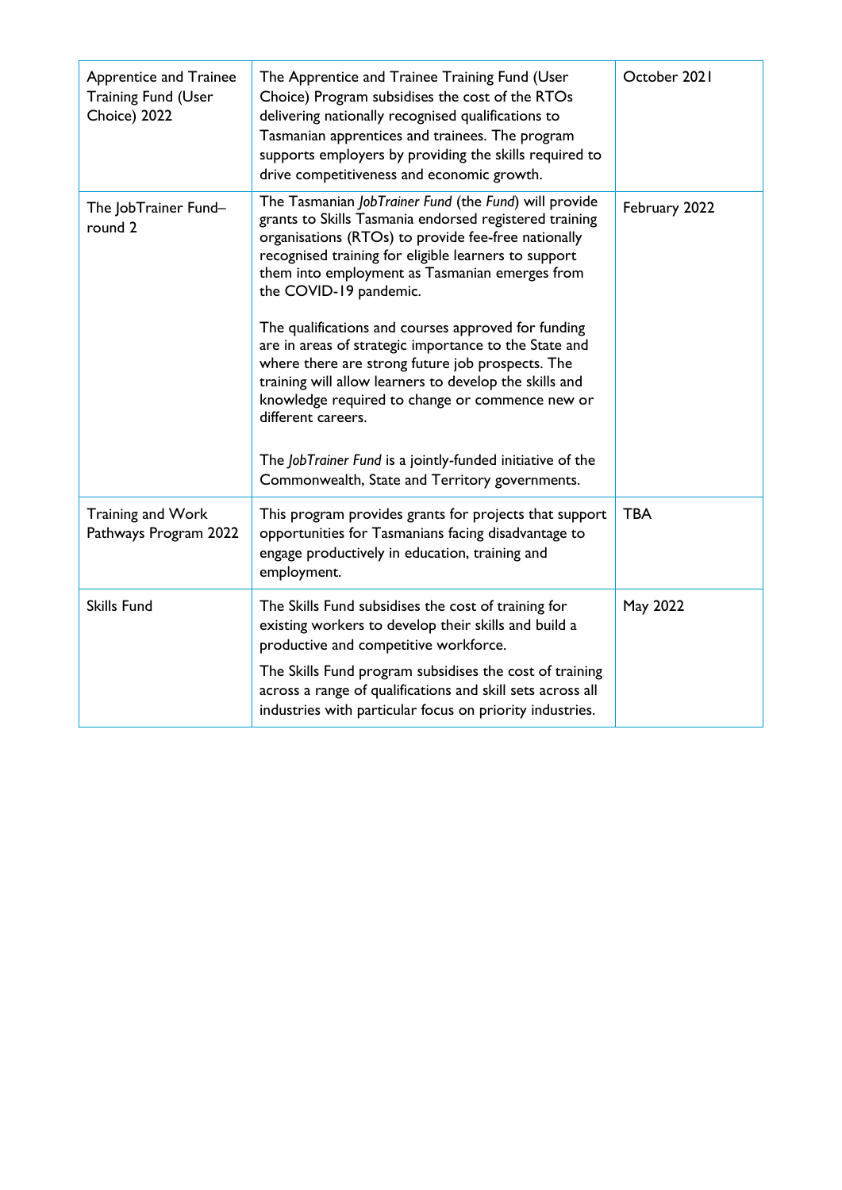| | | |
|---|---|---|
| Apprentice and Trainee Training Fund (User Choice) 2022 | The Apprentice and Trainee Training Fund (User Choice) Program subsidises the cost of the RTOs delivering nationally recognised qualifications to Tasmanian apprentices and trainees. The program supports employers by providing the skills required to drive competitiveness and economic growth. | October 2021 |
| The JobTrainer Fund–round 2 | The Tasmanian *JobTrainer Fund* (the *Fund*) will provide grants to Skills Tasmania endorsed registered training organisations (RTOs) to provide fee-free nationally recognised training for eligible learners to support them into employment as Tasmanian emerges from the COVID-19 pandemic.<br><br>The qualifications and courses approved for funding are in areas of strategic importance to the State and where there are strong future job prospects. The training will allow learners to develop the skills and knowledge required to change or commence new or different careers.<br><br>The *JobTrainer Fund* is a jointly-funded initiative of the Commonwealth, State and Territory governments. | February 2022 |
| Training and Work Pathways Program 2022 | This program provides grants for projects that support opportunities for Tasmanians facing disadvantage to engage productively in education, training and employment. | TBA |
| Skills Fund | The Skills Fund subsidises the cost of training for existing workers to develop their skills and build a productive and competitive workforce.<br><br>The Skills Fund program subsidises the cost of training across a range of qualifications and skill sets across all industries with particular focus on priority industries. | May 2022 |